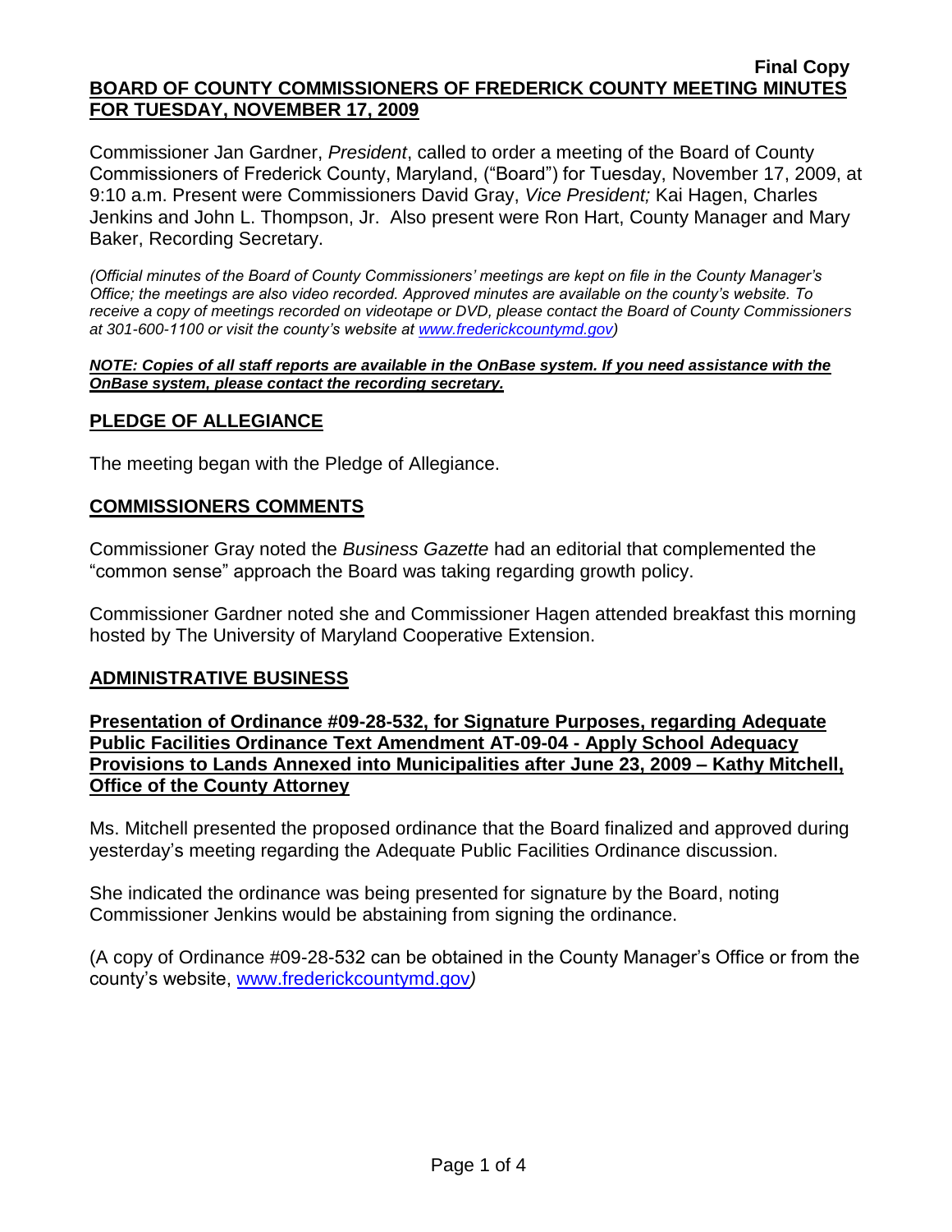**Final Copy**

# BOARD OF COUNTY COMMISSIONERS OF FREDERICK COUNTY MEETING MINUTES FOR TUESDAY, NOVEMBER 17, 2009

Commissioner Jan Gardner, *President*, called to order a meeting of the Board of County Commissioners of Frederick County, Maryland, ("Board") for Tuesday, November 17, 2009, at 9:10 a.m. Present were Commissioners David Gray, *Vice President;* Kai Hagen, Charles Jenkins and John L. Thompson, Jr. Also present were Ron Hart, County Manager and Mary Baker, Recording Secretary.

*(Official minutes of the Board of County Commissioners' meetings are kept on file in the County Manager's Office; the meetings are also video recorded. Approved minutes are available on the county's website. To receive a copy of meetings recorded on videotape or DVD, please contact the Board of County Commissioners at 301-600-1100 or visit the county's website at [www.frederickcountymd.gov](www.frederickcountymd.gov))*

***NOTE: Copies of all staff reports are available in the OnBase system. If you need assistance with the OnBase system, please contact the recording secretary.***

## PLEDGE OF ALLEGIANCE

The meeting began with the Pledge of Allegiance.

## COMMISSIONERS COMMENTS

Commissioner Gray noted the *Business Gazette* had an editorial that complemented the "common sense" approach the Board was taking regarding growth policy.

Commissioner Gardner noted she and Commissioner Hagen attended breakfast this morning hosted by The University of Maryland Cooperative Extension.

## ADMINISTRATIVE BUSINESS

### Presentation of Ordinance #09-28-532, for Signature Purposes, regarding Adequate Public Facilities Ordinance Text Amendment AT-09-04 - Apply School Adequacy Provisions to Lands Annexed into Municipalities after June 23, 2009 – Kathy Mitchell, Office of the County Attorney

Ms. Mitchell presented the proposed ordinance that the Board finalized and approved during yesterday's meeting regarding the Adequate Public Facilities Ordinance discussion.

She indicated the ordinance was being presented for signature by the Board, noting Commissioner Jenkins would be abstaining from signing the ordinance.

(A copy of Ordinance #09-28-532 can be obtained in the County Manager's Office or from the county's website, [www.frederickcountymd.gov](www.frederickcountymd.gov)*)*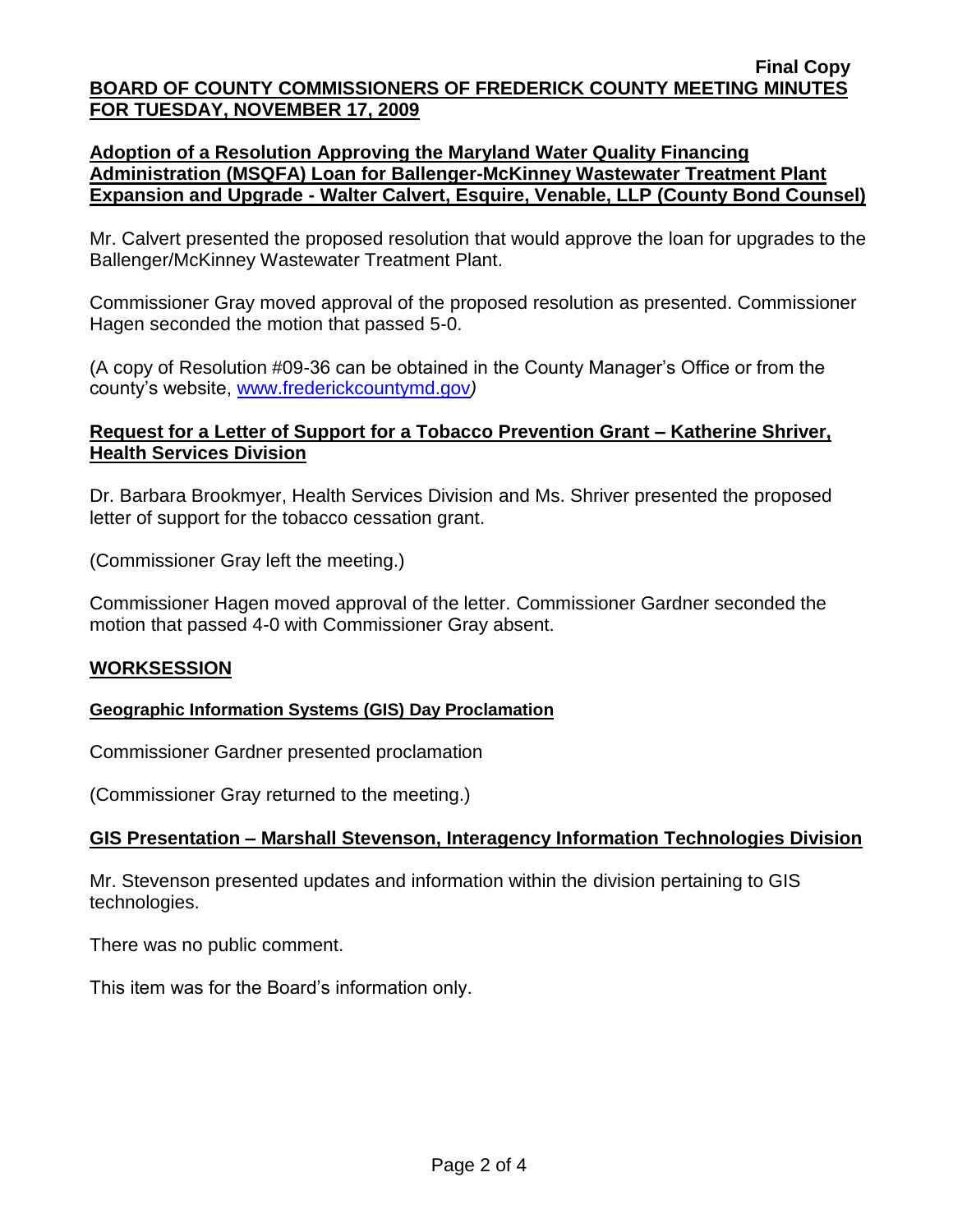**Adoption of a Resolution Approving the Maryland Water Quality Financing Administration (MSQFA) Loan for Ballenger-McKinney Wastewater Treatment Plant Expansion and Upgrade - Walter Calvert, Esquire, Venable, LLP (County Bond Counsel)**

Mr. Calvert presented the proposed resolution that would approve the loan for upgrades to the Ballenger/McKinney Wastewater Treatment Plant.

Commissioner Gray moved approval of the proposed resolution as presented. Commissioner Hagen seconded the motion that passed 5-0.

(A copy of Resolution #09-36 can be obtained in the County Manager's Office or from the county's website, www.frederickcountymd.gov*)*

**Request for a Letter of Support for a Tobacco Prevention Grant – Katherine Shriver, Health Services Division**

Dr. Barbara Brookmyer, Health Services Division and Ms. Shriver presented the proposed letter of support for the tobacco cessation grant.

(Commissioner Gray left the meeting.)

Commissioner Hagen moved approval of the letter. Commissioner Gardner seconded the motion that passed 4-0 with Commissioner Gray absent.

## WORKSESSION

**Geographic Information Systems (GIS) Day Proclamation**

Commissioner Gardner presented proclamation

(Commissioner Gray returned to the meeting.)

**GIS Presentation – Marshall Stevenson, Interagency Information Technologies Division**

Mr. Stevenson presented updates and information within the division pertaining to GIS technologies.

There was no public comment.

This item was for the Board's information only.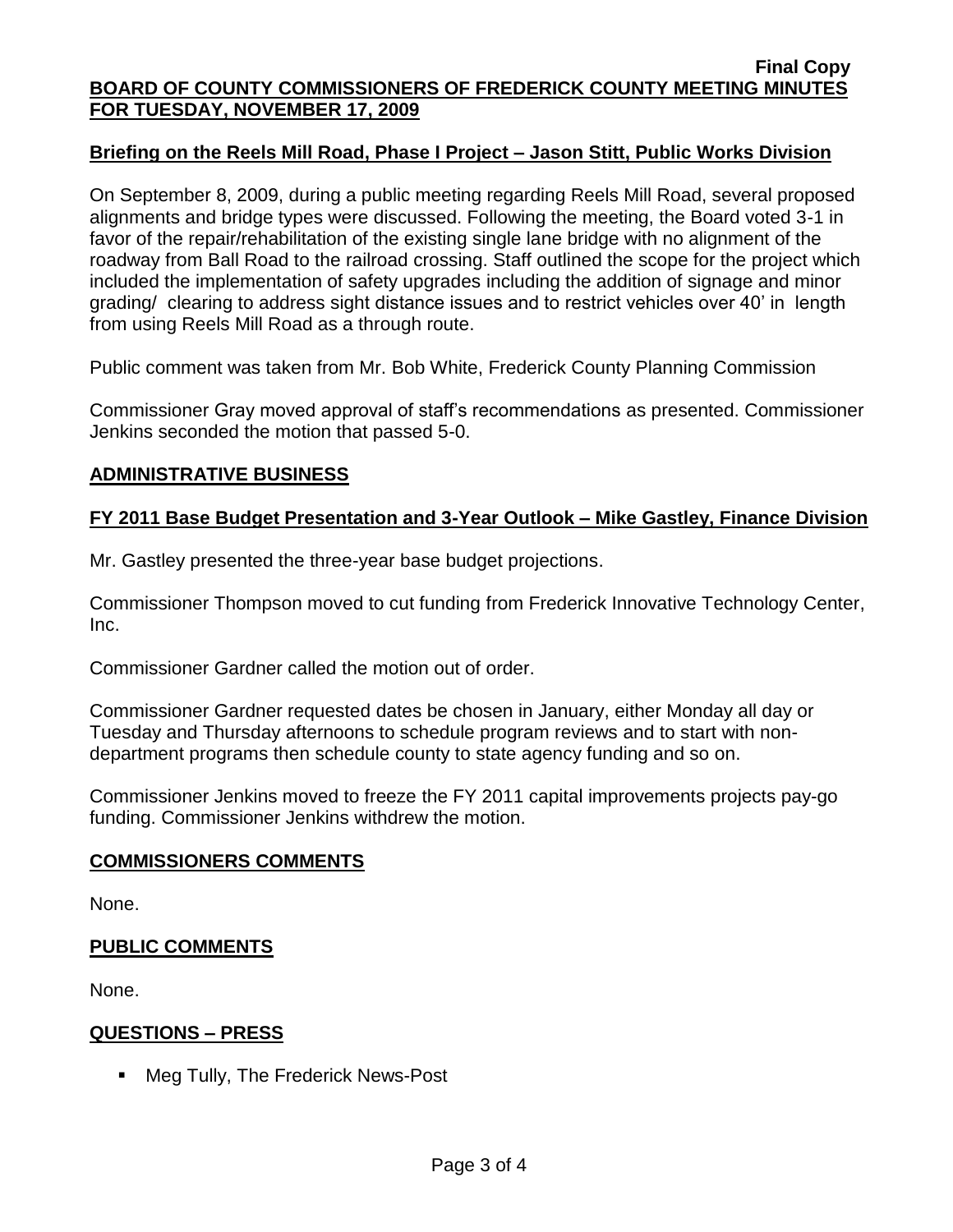## Briefing on the Reels Mill Road, Phase I Project – Jason Stitt, Public Works Division

On September 8, 2009, during a public meeting regarding Reels Mill Road, several proposed alignments and bridge types were discussed. Following the meeting, the Board voted 3-1 in favor of the repair/rehabilitation of the existing single lane bridge with no alignment of the roadway from Ball Road to the railroad crossing. Staff outlined the scope for the project which included the implementation of safety upgrades including the addition of signage and minor grading/ clearing to address sight distance issues and to restrict vehicles over 40' in length from using Reels Mill Road as a through route.

Public comment was taken from Mr. Bob White, Frederick County Planning Commission

Commissioner Gray moved approval of staff's recommendations as presented. Commissioner Jenkins seconded the motion that passed 5-0.

## ADMINISTRATIVE BUSINESS

## FY 2011 Base Budget Presentation and 3-Year Outlook – Mike Gastley, Finance Division

Mr. Gastley presented the three-year base budget projections.

Commissioner Thompson moved to cut funding from Frederick Innovative Technology Center, Inc.

Commissioner Gardner called the motion out of order.

Commissioner Gardner requested dates be chosen in January, either Monday all day or Tuesday and Thursday afternoons to schedule program reviews and to start with non-department programs then schedule county to state agency funding and so on.

Commissioner Jenkins moved to freeze the FY 2011 capital improvements projects pay-go funding. Commissioner Jenkins withdrew the motion.

## COMMISSIONERS COMMENTS

None.

## PUBLIC COMMENTS

None.

## QUESTIONS – PRESS

- Meg Tully, The Frederick News-Post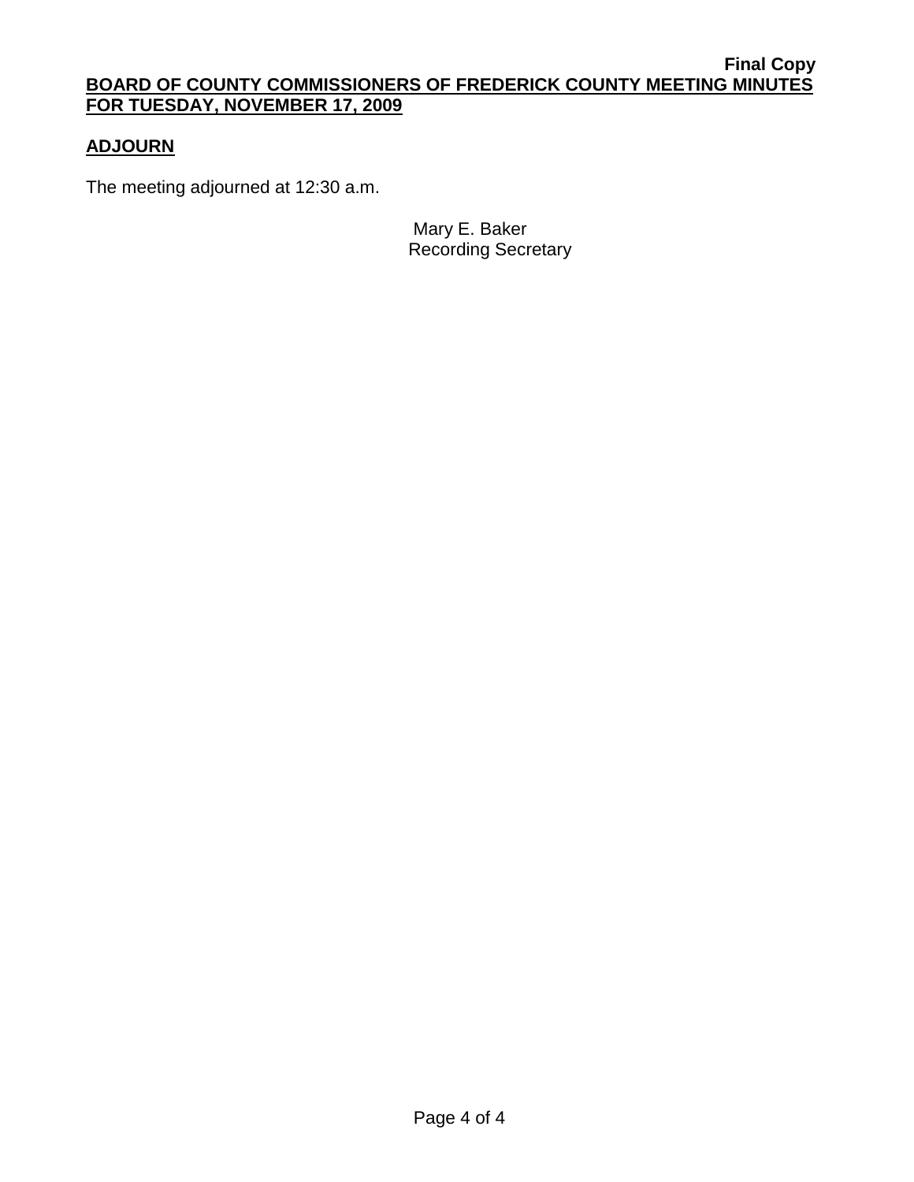## ADJOURN

The meeting adjourned at 12:30 a.m.

Mary E. Baker
Recording Secretary